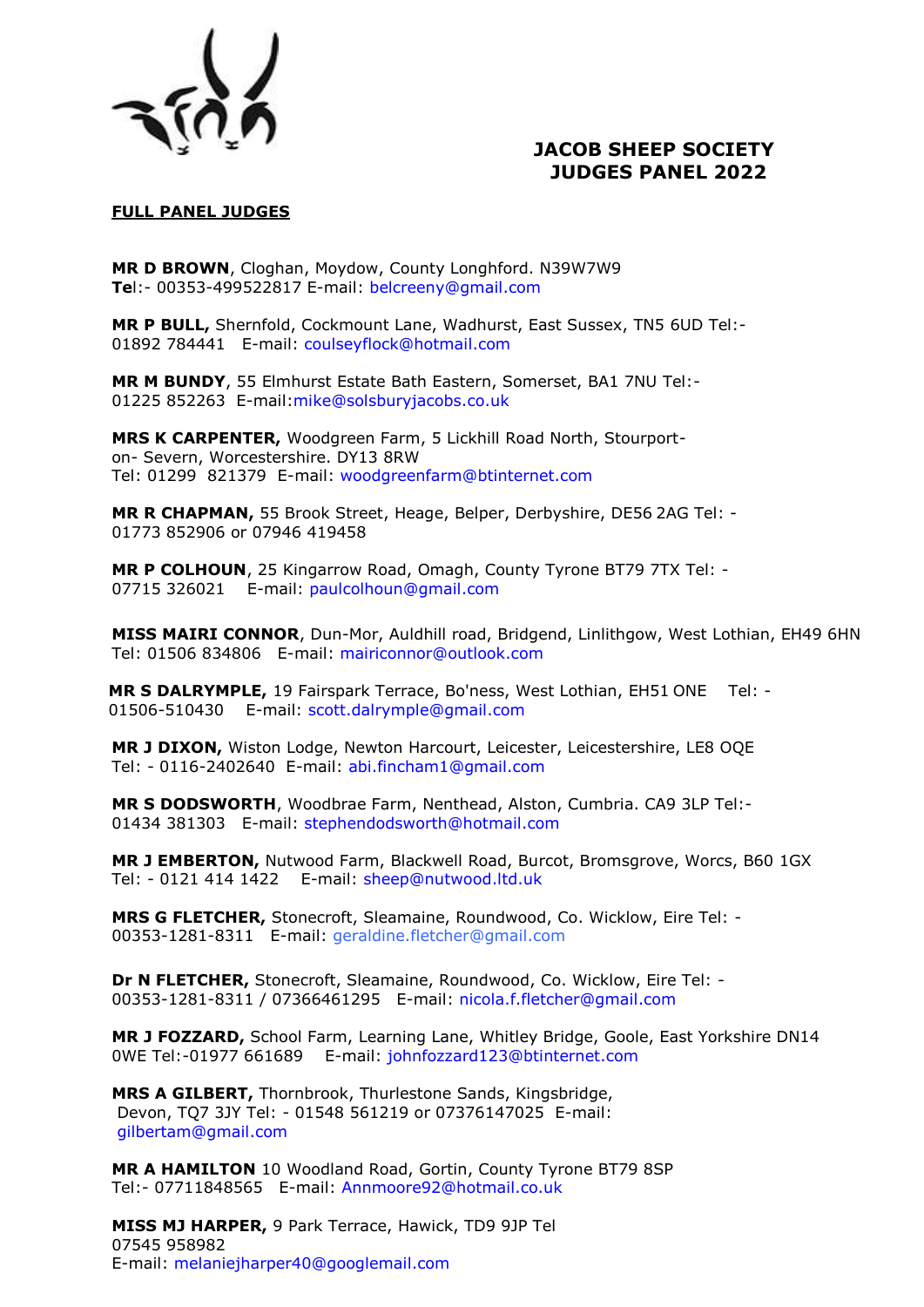# JACOB SHEEP SOCIETY
# JUDGES PANEL 2022

**FULL PANEL JUDGES**

**MR D BROWN**, Cloghan, Moydow, County Longhford. N39W7W9
**Te**l:- 00353-499522817 E-mail: belcreeny@gmail.com

**MR P BULL,** Shernfold, Cockmount Lane, Wadhurst, East Sussex, TN5 6UD Tel:- 01892 784441 E-mail: coulseyflock@hotmail.com

**MR M BUNDY**, 55 Elmhurst Estate Bath Eastern, Somerset, BA1 7NU Tel:- 01225 852263 E-mail:mike@solsburyjacobs.co.uk

**MRS K CARPENTER,** Woodgreen Farm, 5 Lickhill Road North, Stourport-on- Severn, Worcestershire. DY13 8RW
Tel: 01299 821379 E-mail: woodgreenfarm@btinternet.com

**MR R CHAPMAN,** 55 Brook Street, Heage, Belper, Derbyshire, DE56 2AG Tel: - 01773 852906 or 07946 419458

**MR P COLHOUN**, 25 Kingarrow Road, Omagh, County Tyrone BT79 7TX Tel: - 07715 326021 E-mail: paulcolhoun@gmail.com

**MISS MAIRI CONNOR**, Dun-Mor, Auldhill road, Bridgend, Linlithgow, West Lothian, EH49 6HN Tel: 01506 834806 E-mail: mairiconnor@outlook.com

**MR S DALRYMPLE,** 19 Fairspark Terrace, Bo'ness, West Lothian, EH51 ONE Tel: - 01506-510430 E-mail: scott.dalrymple@gmail.com

**MR J DIXON,** Wiston Lodge, Newton Harcourt, Leicester, Leicestershire, LE8 OQE Tel: - 0116-2402640 E-mail: abi.fincham1@gmail.com

**MR S DODSWORTH**, Woodbrae Farm, Nenthead, Alston, Cumbria. CA9 3LP Tel:- 01434 381303 E-mail: stephendodsworth@hotmail.com

**MR J EMBERTON,** Nutwood Farm, Blackwell Road, Burcot, Bromsgrove, Worcs, B60 1GX Tel: - 0121 414 1422 E-mail: sheep@nutwood.ltd.uk

**MRS G FLETCHER,** Stonecroft, Sleamaine, Roundwood, Co. Wicklow, Eire Tel: - 00353-1281-8311 E-mail: geraldine.fletcher@gmail.com

**Dr N FLETCHER,** Stonecroft, Sleamaine, Roundwood, Co. Wicklow, Eire Tel: - 00353-1281-8311 / 07366461295 E-mail: nicola.f.fletcher@gmail.com

**MR J FOZZARD,** School Farm, Learning Lane, Whitley Bridge, Goole, East Yorkshire DN14 0WE Tel:-01977 661689 E-mail: johnfozzard123@btinternet.com

**MRS A GILBERT,** Thornbrook, Thurlestone Sands, Kingsbridge, Devon, TQ7 3JY Tel: - 01548 561219 or 07376147025 E-mail: gilbertam@gmail.com

**MR A HAMILTON** 10 Woodland Road, Gortin, County Tyrone BT79 8SP
Tel:- 07711848565 E-mail: Annmoore92@hotmail.co.uk

**MISS MJ HARPER,** 9 Park Terrace, Hawick, TD9 9JP Tel
07545 958982
E-mail: melaniejharper40@googlemail.com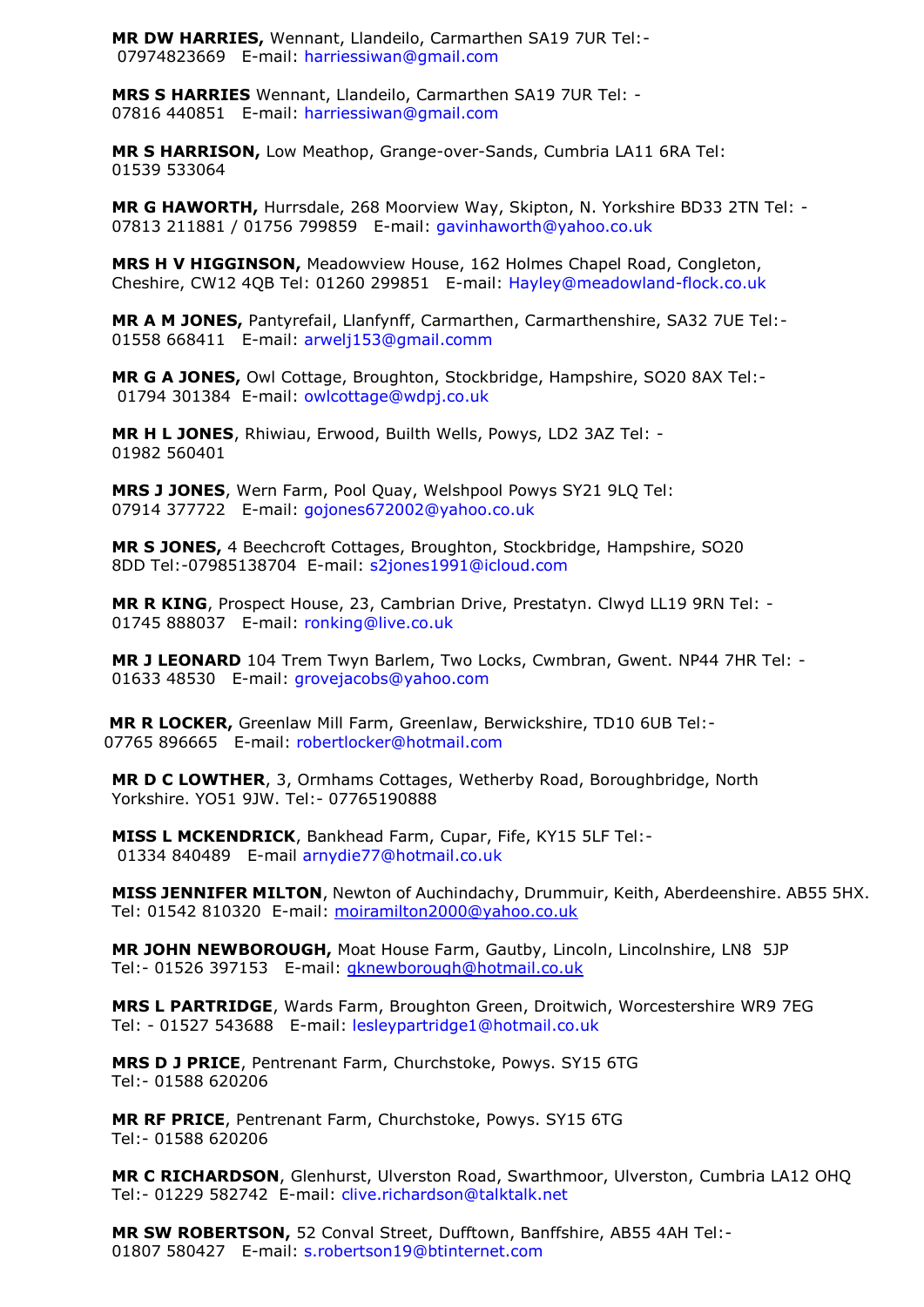**MR DW HARRIES,** Wennant, Llandeilo, Carmarthen SA19 7UR Tel:- 07974823669 E-mail: harriessiwan@gmail.com

**MRS S HARRIES** Wennant, Llandeilo, Carmarthen SA19 7UR Tel: - 07816 440851 E-mail: harriessiwan@gmail.com

**MR S HARRISON,** Low Meathop, Grange-over-Sands, Cumbria LA11 6RA Tel: 01539 533064

**MR G HAWORTH,** Hurrsdale, 268 Moorview Way, Skipton, N. Yorkshire BD33 2TN Tel: - 07813 211881 / 01756 799859 E-mail: gavinhaworth@yahoo.co.uk

**MRS H V HIGGINSON,** Meadowview House, 162 Holmes Chapel Road, Congleton, Cheshire, CW12 4QB Tel: 01260 299851 E-mail: Hayley@meadowland-flock.co.uk

**MR A M JONES,** Pantyrefail, Llanfynff, Carmarthen, Carmarthenshire, SA32 7UE Tel:- 01558 668411 E-mail: arwelj153@gmail.comm

**MR G A JONES,** Owl Cottage, Broughton, Stockbridge, Hampshire, SO20 8AX Tel:- 01794 301384 E-mail: owlcottage@wdpj.co.uk

**MR H L JONES**, Rhiwiau, Erwood, Builth Wells, Powys, LD2 3AZ Tel: - 01982 560401

**MRS J JONES**, Wern Farm, Pool Quay, Welshpool Powys SY21 9LQ Tel: 07914 377722 E-mail: gojones672002@yahoo.co.uk

**MR S JONES,** 4 Beechcroft Cottages, Broughton, Stockbridge, Hampshire, SO20 8DD Tel:-07985138704 E-mail: s2jones1991@icloud.com

**MR R KING**, Prospect House, 23, Cambrian Drive, Prestatyn. Clwyd LL19 9RN Tel: - 01745 888037 E-mail: ronking@live.co.uk

**MR J LEONARD** 104 Trem Twyn Barlem, Two Locks, Cwmbran, Gwent. NP44 7HR Tel: - 01633 48530 E-mail: grovejacobs@yahoo.com

**MR R LOCKER,** Greenlaw Mill Farm, Greenlaw, Berwickshire, TD10 6UB Tel:- 07765 896665 E-mail: robertlocker@hotmail.com

**MR D C LOWTHER**, 3, Ormhams Cottages, Wetherby Road, Boroughbridge, North Yorkshire. YO51 9JW. Tel:- 07765190888

**MISS L MCKENDRICK**, Bankhead Farm, Cupar, Fife, KY15 5LF Tel:- 01334 840489 E-mail arnydie77@hotmail.co.uk

**MISS JENNIFER MILTON**, Newton of Auchindachy, Drummuir, Keith, Aberdeenshire. AB55 5HX. Tel: 01542 810320 E-mail: moiramilton2000@yahoo.co.uk

**MR JOHN NEWBOROUGH,** Moat House Farm, Gautby, Lincoln, Lincolnshire, LN8 5JP Tel:- 01526 397153 E-mail: gknewborough@hotmail.co.uk

**MRS L PARTRIDGE**, Wards Farm, Broughton Green, Droitwich, Worcestershire WR9 7EG Tel: - 01527 543688 E-mail: lesleypartridge1@hotmail.co.uk

**MRS D J PRICE**, Pentrenant Farm, Churchstoke, Powys. SY15 6TG Tel:- 01588 620206

**MR RF PRICE**, Pentrenant Farm, Churchstoke, Powys. SY15 6TG Tel:- 01588 620206

**MR C RICHARDSON**, Glenhurst, Ulverston Road, Swarthmoor, Ulverston, Cumbria LA12 OHQ Tel:- 01229 582742 E-mail: clive.richardson@talktalk.net

**MR SW ROBERTSON,** 52 Conval Street, Dufftown, Banffshire, AB55 4AH Tel:- 01807 580427 E-mail: s.robertson19@btinternet.com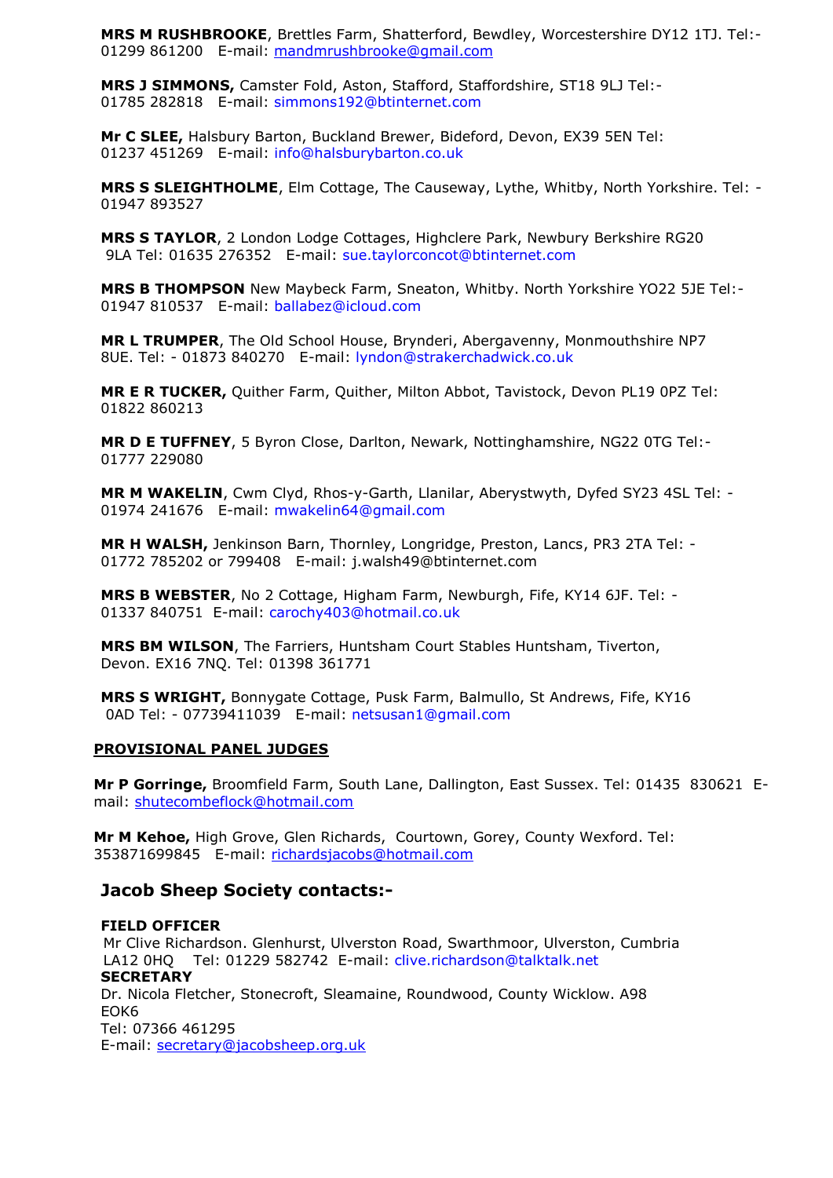**MRS M RUSHBROOKE**, Brettles Farm, Shatterford, Bewdley, Worcestershire DY12 1TJ. Tel:- 01299 861200 E-mail: mandmrushbrooke@gmail.com

**MRS J SIMMONS,** Camster Fold, Aston, Stafford, Staffordshire, ST18 9LJ Tel:- 01785 282818 E-mail: simmons192@btinternet.com

**Mr C SLEE,** Halsbury Barton, Buckland Brewer, Bideford, Devon, EX39 5EN Tel: 01237 451269 E-mail: info@halsburybarton.co.uk

**MRS S SLEIGHTHOLME**, Elm Cottage, The Causeway, Lythe, Whitby, North Yorkshire. Tel: - 01947 893527

**MRS S TAYLOR**, 2 London Lodge Cottages, Highclere Park, Newbury Berkshire RG20 9LA Tel: 01635 276352 E-mail: sue.taylorconcot@btinternet.com

**MRS B THOMPSON** New Maybeck Farm, Sneaton, Whitby. North Yorkshire YO22 5JE Tel:- 01947 810537 E-mail: ballabez@icloud.com

**MR L TRUMPER**, The Old School House, Brynderi, Abergavenny, Monmouthshire NP7 8UE. Tel: - 01873 840270 E-mail: lyndon@strakerchadwick.co.uk

**MR E R TUCKER,** Quither Farm, Quither, Milton Abbot, Tavistock, Devon PL19 0PZ Tel: 01822 860213

**MR D E TUFFNEY**, 5 Byron Close, Darlton, Newark, Nottinghamshire, NG22 0TG Tel:- 01777 229080

**MR M WAKELIN**, Cwm Clyd, Rhos-y-Garth, Llanilar, Aberystwyth, Dyfed SY23 4SL Tel: - 01974 241676 E-mail: mwakelin64@gmail.com

**MR H WALSH,** Jenkinson Barn, Thornley, Longridge, Preston, Lancs, PR3 2TA Tel: - 01772 785202 or 799408 E-mail: j.walsh49@btinternet.com

**MRS B WEBSTER**, No 2 Cottage, Higham Farm, Newburgh, Fife, KY14 6JF. Tel: - 01337 840751 E-mail: carochy403@hotmail.co.uk

**MRS BM WILSON**, The Farriers, Huntsham Court Stables Huntsham, Tiverton, Devon. EX16 7NQ. Tel: 01398 361771

**MRS S WRIGHT,** Bonnygate Cottage, Pusk Farm, Balmullo, St Andrews, Fife, KY16 0AD Tel: - 07739411039 E-mail: netsusan1@gmail.com

**PROVISIONAL PANEL JUDGES**

**Mr P Gorringe,** Broomfield Farm, South Lane, Dallington, East Sussex. Tel: 01435 830621 E-mail: shutecombeflock@hotmail.com

**Mr M Kehoe,** High Grove, Glen Richards, Courtown, Gorey, County Wexford. Tel: 353871699845 E-mail: richardsjacobs@hotmail.com

## Jacob Sheep Society contacts:-

**FIELD OFFICER**
Mr Clive Richardson. Glenhurst, Ulverston Road, Swarthmoor, Ulverston, Cumbria LA12 0HQ Tel: 01229 582742 E-mail: clive.richardson@talktalk.net

**SECRETARY**
Dr. Nicola Fletcher, Stonecroft, Sleamaine, Roundwood, County Wicklow. A98 EOK6
Tel: 07366 461295
E-mail: secretary@jacobsheep.org.uk